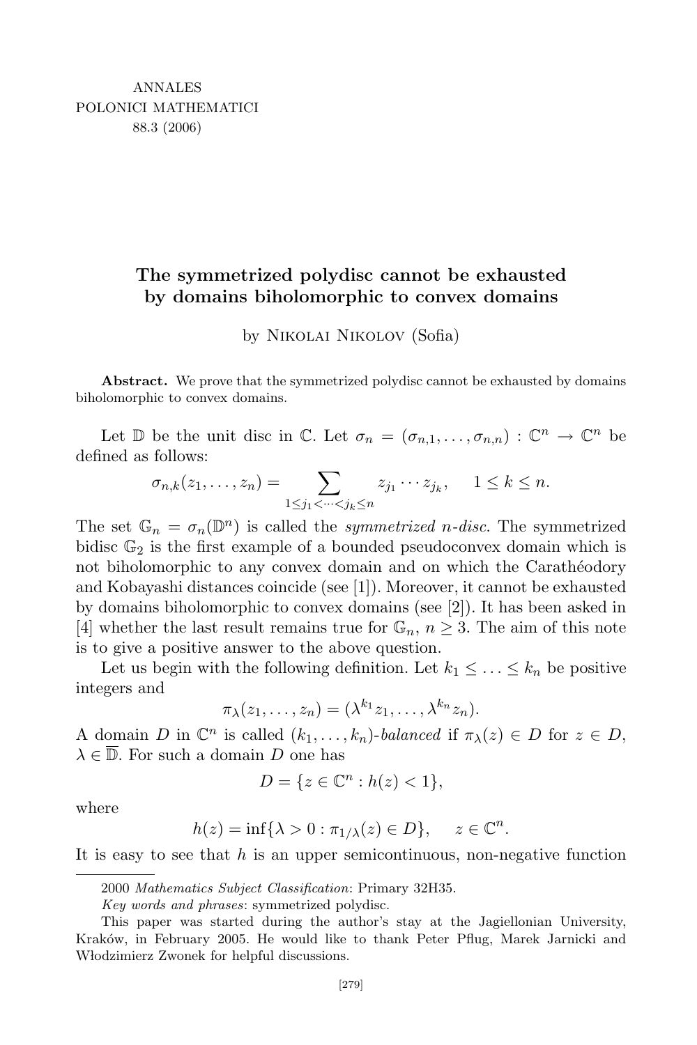ANNALES
POLONICI MATHEMATICI
88.3 (2006)

# The symmetrized polydisc cannot be exhausted by domains biholomorphic to convex domains

by Nikolai Nikolov (Sofia)

**Abstract.** We prove that the symmetrized polydisc cannot be exhausted by domains biholomorphic to convex domains.

Let $\mathbb{D}$ be the unit disc in $\mathbb{C}$. Let $\sigma_n = (\sigma_{n,1}, \ldots, \sigma_{n,n}) : \mathbb{C}^n \to \mathbb{C}^n$ be defined as follows:

$$\sigma_{n,k}(z_1, \ldots, z_n) = \sum_{1 \le j_1 < \cdots < j_k \le n} z_{j_1} \cdots z_{j_k}, \quad 1 \le k \le n.$$

The set $\mathbb{G}_n = \sigma_n(\mathbb{D}^n)$ is called the *symmetrized $n$-disc*. The symmetrized bidisc $\mathbb{G}_2$ is the first example of a bounded pseudoconvex domain which is not biholomorphic to any convex domain and on which the Carathéodory and Kobayashi distances coincide (see [1]). Moreover, it cannot be exhausted by domains biholomorphic to convex domains (see [2]). It has been asked in [4] whether the last result remains true for $\mathbb{G}_n$, $n \ge 3$. The aim of this note is to give a positive answer to the above question.

Let us begin with the following definition. Let $k_1 \le \ldots \le k_n$ be positive integers and

$$\pi_\lambda(z_1, \ldots, z_n) = (\lambda^{k_1} z_1, \ldots, \lambda^{k_n} z_n).$$

A domain $D$ in $\mathbb{C}^n$ is called $(k_1, \ldots, k_n)$-*balanced* if $\pi_\lambda(z) \in D$ for $z \in D$, $\lambda \in \overline{\mathbb{D}}$. For such a domain $D$ one has

$$D = \{z \in \mathbb{C}^n : h(z) < 1\},$$

where

$$h(z) = \inf\{\lambda > 0 : \pi_{1/\lambda}(z) \in D\}, \quad z \in \mathbb{C}^n.$$

It is easy to see that $h$ is an upper semicontinuous, non-negative function

2000 *Mathematics Subject Classification*: Primary 32H35.

*Key words and phrases*: symmetrized polydisc.

This paper was started during the author's stay at the Jagiellonian University, Kraków, in February 2005. He would like to thank Peter Pflug, Marek Jarnicki and Włodzimierz Zwonek for helpful discussions.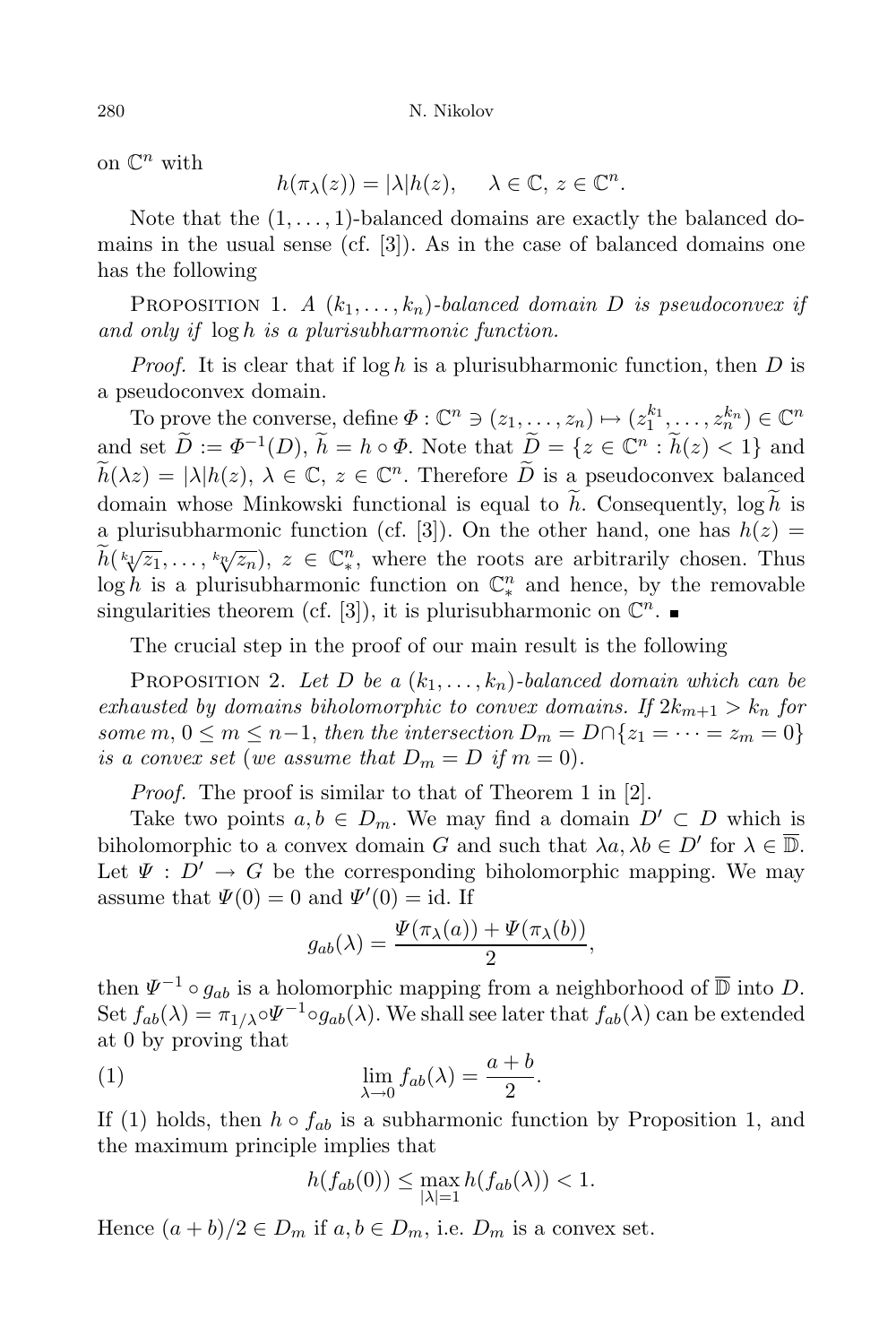on $\mathbb{C}^n$ with

$$h(\pi_\lambda(z)) = |\lambda| h(z), \quad \lambda \in \mathbb{C},\ z \in \mathbb{C}^n.$$

Note that the $(1,\ldots,1)$-balanced domains are exactly the balanced domains in the usual sense (cf. [3]). As in the case of balanced domains one has the following

Proposition 1. *A $(k_1,\ldots,k_n)$-balanced domain $D$ is pseudoconvex if and only if $\log h$ is a plurisubharmonic function.*

*Proof.* It is clear that if $\log h$ is a plurisubharmonic function, then $D$ is a pseudoconvex domain.

To prove the converse, define $\Phi : \mathbb{C}^n \ni (z_1,\ldots,z_n) \mapsto (z_1^{k_1},\ldots,z_n^{k_n}) \in \mathbb{C}^n$ and set $\widetilde{D} := \Phi^{-1}(D)$, $\widetilde{h} = h \circ \Phi$. Note that $\widetilde{D} = \{z \in \mathbb{C}^n : \widetilde{h}(z) < 1\}$ and $\widetilde{h}(\lambda z) = |\lambda| h(z)$, $\lambda \in \mathbb{C}$, $z \in \mathbb{C}^n$. Therefore $\widetilde{D}$ is a pseudoconvex balanced domain whose Minkowski functional is equal to $\widetilde{h}$. Consequently, $\log \widetilde{h}$ is a plurisubharmonic function (cf. [3]). On the other hand, one has $h(z) = \widetilde{h}(\sqrt[k_1]{z_1},\ldots,\sqrt[k_n]{z_n})$, $z \in \mathbb{C}_*^n$, where the roots are arbitrarily chosen. Thus $\log h$ is a plurisubharmonic function on $\mathbb{C}_*^n$ and hence, by the removable singularities theorem (cf. [3]), it is plurisubharmonic on $\mathbb{C}^n$. ∎

The crucial step in the proof of our main result is the following

Proposition 2. *Let $D$ be a $(k_1,\ldots,k_n)$-balanced domain which can be exhausted by domains biholomorphic to convex domains. If $2k_{m+1} > k_n$ for some $m$, $0 \le m \le n-1$, then the intersection $D_m = D \cap \{z_1 = \cdots = z_m = 0\}$ is a convex set (we assume that $D_m = D$ if $m = 0$).*

*Proof.* The proof is similar to that of Theorem 1 in [2].

Take two points $a, b \in D_m$. We may find a domain $D' \subset D$ which is biholomorphic to a convex domain $G$ and such that $\lambda a, \lambda b \in D'$ for $\lambda \in \overline{\mathbb{D}}$. Let $\Psi : D' \to G$ be the corresponding biholomorphic mapping. We may assume that $\Psi(0) = 0$ and $\Psi'(0) = \mathrm{id}$. If

$$g_{ab}(\lambda) = \frac{\Psi(\pi_\lambda(a)) + \Psi(\pi_\lambda(b))}{2},$$

then $\Psi^{-1} \circ g_{ab}$ is a holomorphic mapping from a neighborhood of $\overline{\mathbb{D}}$ into $D$. Set $f_{ab}(\lambda) = \pi_{1/\lambda} \circ \Psi^{-1} \circ g_{ab}(\lambda)$. We shall see later that $f_{ab}(\lambda)$ can be extended at 0 by proving that

$$\lim_{\lambda \to 0} f_{ab}(\lambda) = \frac{a+b}{2}. \tag{1}$$

If (1) holds, then $h \circ f_{ab}$ is a subharmonic function by Proposition 1, and the maximum principle implies that

$$h(f_{ab}(0)) \le \max_{|\lambda|=1} h(f_{ab}(\lambda)) < 1.$$

Hence $(a+b)/2 \in D_m$ if $a, b \in D_m$, i.e. $D_m$ is a convex set.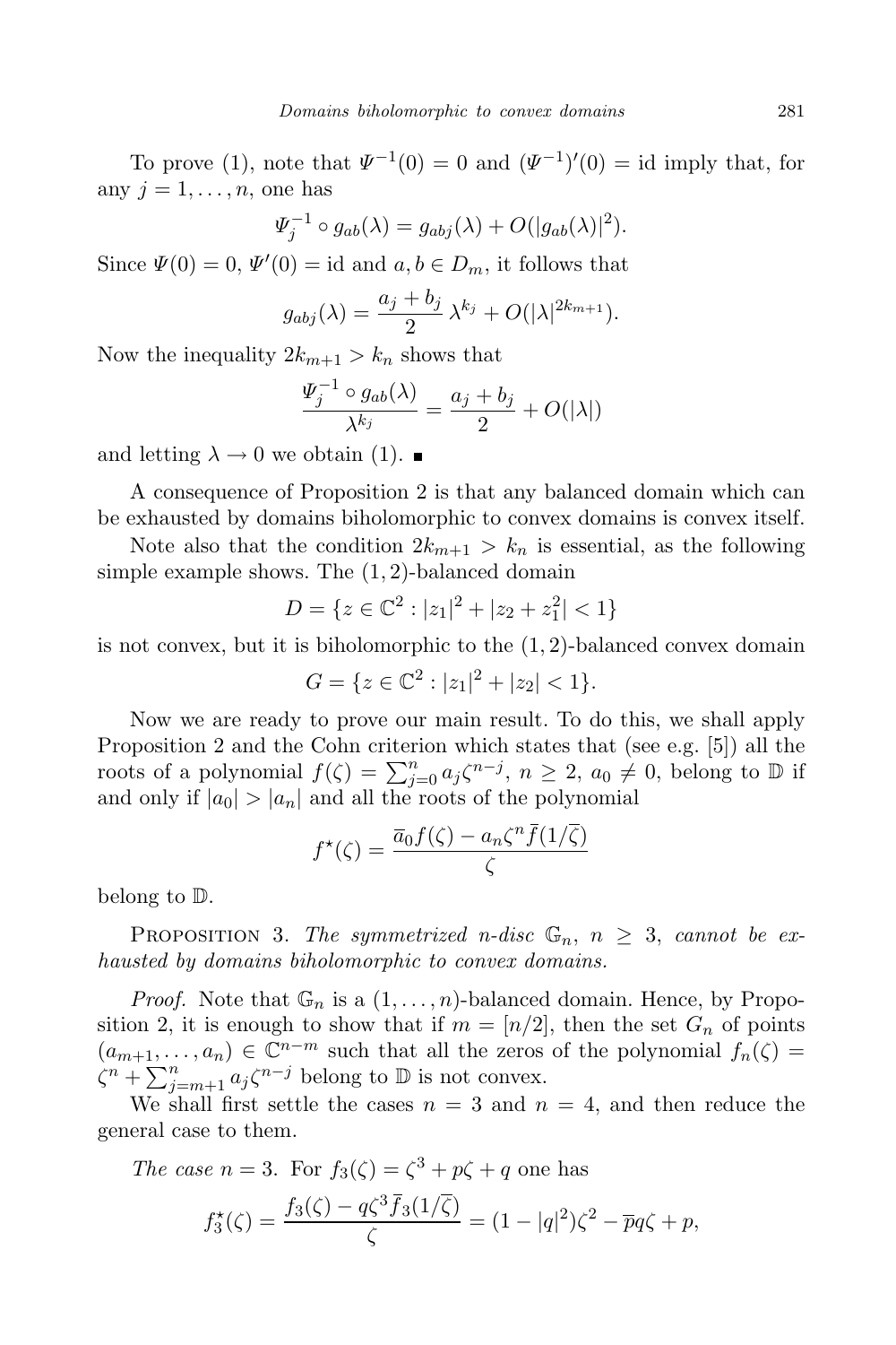To prove (1), note that $\Psi^{-1}(0) = 0$ and $(\Psi^{-1})'(0) = \mathrm{id}$ imply that, for any $j = 1, \ldots, n$, one has

$$\Psi_j^{-1} \circ g_{ab}(\lambda) = g_{abj}(\lambda) + O(|g_{ab}(\lambda)|^2).$$

Since $\Psi(0) = 0$, $\Psi'(0) = \mathrm{id}$ and $a, b \in D_m$, it follows that

$$g_{abj}(\lambda) = \frac{a_j + b_j}{2}\, \lambda^{k_j} + O(|\lambda|^{2k_{m+1}}).$$

Now the inequality $2k_{m+1} > k_n$ shows that

$$\frac{\Psi_j^{-1} \circ g_{ab}(\lambda)}{\lambda^{k_j}} = \frac{a_j + b_j}{2} + O(|\lambda|)$$

and letting $\lambda \to 0$ we obtain (1). ∎

A consequence of Proposition 2 is that any balanced domain which can be exhausted by domains biholomorphic to convex domains is convex itself.

Note also that the condition $2k_{m+1} > k_n$ is essential, as the following simple example shows. The $(1,2)$-balanced domain

$$D = \{z \in \mathbb{C}^2 : |z_1|^2 + |z_2 + z_1^2| < 1\}$$

is not convex, but it is biholomorphic to the $(1,2)$-balanced convex domain

$$G = \{z \in \mathbb{C}^2 : |z_1|^2 + |z_2| < 1\}.$$

Now we are ready to prove our main result. To do this, we shall apply Proposition 2 and the Cohn criterion which states that (see e.g. [5]) all the roots of a polynomial $f(\zeta) = \sum_{j=0}^{n} a_j \zeta^{n-j}$, $n \geq 2$, $a_0 \neq 0$, belong to $\mathbb{D}$ if and only if $|a_0| > |a_n|$ and all the roots of the polynomial

$$f^{\star}(\zeta) = \frac{\overline{a}_0 f(\zeta) - a_n \zeta^n \overline{f}(1/\overline{\zeta})}{\zeta}$$

belong to $\mathbb{D}$.

Proposition 3. *The symmetrized $n$-disc $\mathbb{G}_n$, $n \geq 3$, cannot be exhausted by domains biholomorphic to convex domains.*

*Proof.* Note that $\mathbb{G}_n$ is a $(1, \ldots, n)$-balanced domain. Hence, by Proposition 2, it is enough to show that if $m = [n/2]$, then the set $G_n$ of points $(a_{m+1}, \ldots, a_n) \in \mathbb{C}^{n-m}$ such that all the zeros of the polynomial $f_n(\zeta) = \zeta^n + \sum_{j=m+1}^{n} a_j \zeta^{n-j}$ belong to $\mathbb{D}$ is not convex.

We shall first settle the cases $n = 3$ and $n = 4$, and then reduce the general case to them.

*The case $n = 3$.* For $f_3(\zeta) = \zeta^3 + p\zeta + q$ one has

$$f_3^{\star}(\zeta) = \frac{f_3(\zeta) - q\zeta^3 \overline{f}_3(1/\overline{\zeta})}{\zeta} = (1 - |q|^2)\zeta^2 - \overline{p}q\zeta + p,$$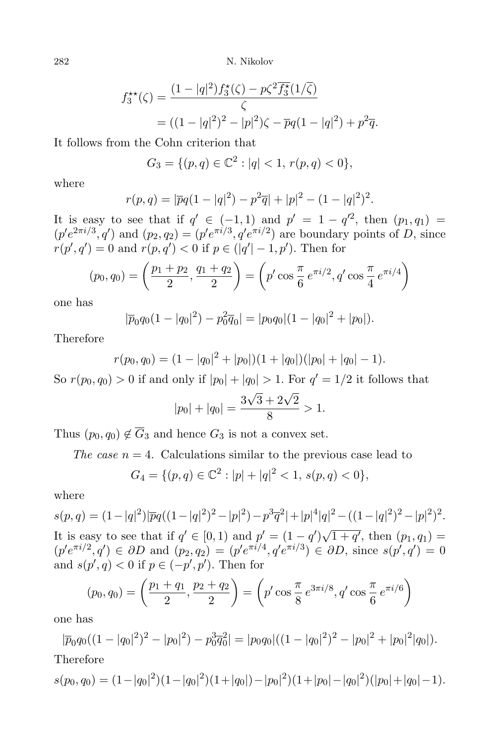$$f_3^{\star\star}(\zeta) = \frac{(1-|q|^2)f_3^\star(\zeta) - p\zeta^2\overline{f_3^\star}(1/\overline{\zeta})}{\zeta}$$
$$= ((1-|q|^2)^2 - |p|^2)\zeta - \overline{p}q(1-|q|^2) + p^2\overline{q}.$$

It follows from the Cohn criterion that

$$G_3 = \{(p,q) \in \mathbb{C}^2 : |q| < 1,\ r(p,q) < 0\},$$

where

$$r(p,q) = |\overline{p}q(1-|q|^2) - p^2\overline{q}| + |p|^2 - (1-|q|^2)^2.$$

It is easy to see that if $q' \in (-1,1)$ and $p' = 1 - q'^2$, then $(p_1,q_1) = (p'e^{2\pi i/3}, q')$ and $(p_2,q_2) = (p'e^{\pi i/3}, q'e^{\pi i/2})$ are boundary points of $D$, since $r(p',q') = 0$ and $r(p,q') < 0$ if $p \in (|q'|-1, p')$. Then for

$$(p_0,q_0) = \left(\frac{p_1+p_2}{2}, \frac{q_1+q_2}{2}\right) = \left(p' \cos\frac{\pi}{6}\, e^{\pi i/2}, q' \cos\frac{\pi}{4}\, e^{\pi i/4}\right)$$

one has

$$|\overline{p}_0 q_0(1-|q_0|^2) - p_0^2\overline{q}_0| = |p_0 q_0|(1-|q_0|^2 + |p_0|).$$

Therefore

$$r(p_0,q_0) = (1-|q_0|^2 + |p_0|)(1+|q_0|)(|p_0| + |q_0| - 1).$$

So $r(p_0,q_0) > 0$ if and only if $|p_0| + |q_0| > 1$. For $q' = 1/2$ it follows that

$$|p_0| + |q_0| = \frac{3\sqrt{3} + 2\sqrt{2}}{8} > 1.$$

Thus $(p_0,q_0) \notin \overline{G}_3$ and hence $G_3$ is not a convex set.

*The case* $n = 4$. Calculations similar to the previous case lead to

$$G_4 = \{(p,q) \in \mathbb{C}^2 : |p| + |q|^2 < 1,\ s(p,q) < 0\},$$

where

$$s(p,q) = (1-|q|^2)|\overline{p}q((1-|q|^2)^2 - |p|^2) - p^3\overline{q}^2| + |p|^4|q|^2 - ((1-|q|^2)^2 - |p|^2)^2.$$

It is easy to see that if $q' \in [0,1)$ and $p' = (1-q')\sqrt{1+q'}$, then $(p_1,q_1) = (p'e^{\pi i/2}, q') \in \partial D$ and $(p_2,q_2) = (p'e^{\pi i/4}, q'e^{\pi i/3}) \in \partial D$, since $s(p',q') = 0$ and $s(p',q) < 0$ if $p \in (-p',p')$. Then for

$$(p_0,q_0) = \left(\frac{p_1+q_1}{2}, \frac{p_2+q_2}{2}\right) = \left(p' \cos\frac{\pi}{8}\, e^{3\pi i/8}, q' \cos\frac{\pi}{6}\, e^{\pi i/6}\right)$$

one has

$$|\overline{p}_0 q_0((1-|q_0|^2)^2 - |p_0|^2) - p_0^3\overline{q_0}^2| = |p_0 q_0|((1-|q_0|^2)^2 - |p_0|^2 + |p_0|^2|q_0|).$$

Therefore

$$s(p_0,q_0) = (1-|q_0|^2)(1-|q_0|^2)(1+|q_0|) - |p_0|^2)(1+|p_0| - |q_0|^2)(|p_0| + |q_0| - 1).$$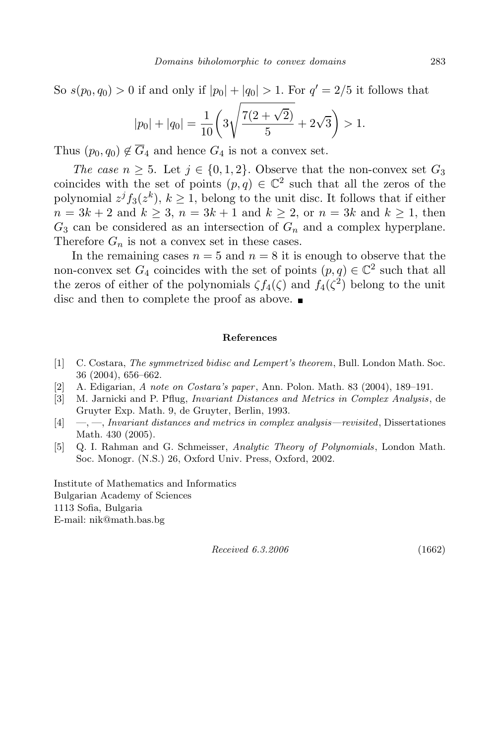So $s(p_0, q_0) > 0$ if and only if $|p_0| + |q_0| > 1$. For $q' = 2/5$ it follows that

$$|p_0| + |q_0| = \frac{1}{10}\left(3\sqrt{\frac{7(2+\sqrt{2})}{5}} + 2\sqrt{3}\right) > 1.$$

Thus $(p_0, q_0) \notin \overline{G}_4$ and hence $G_4$ is not a convex set.

*The case* $n \geq 5$. Let $j \in \{0, 1, 2\}$. Observe that the non-convex set $G_3$ coincides with the set of points $(p, q) \in \mathbb{C}^2$ such that all the zeros of the polynomial $z^j f_3(z^k)$, $k \geq 1$, belong to the unit disc. It follows that if either $n = 3k + 2$ and $k \geq 3$, $n = 3k + 1$ and $k \geq 2$, or $n = 3k$ and $k \geq 1$, then $G_3$ can be considered as an intersection of $G_n$ and a complex hyperplane. Therefore $G_n$ is not a convex set in these cases.

In the remaining cases $n = 5$ and $n = 8$ it is enough to observe that the non-convex set $G_4$ coincides with the set of points $(p, q) \in \mathbb{C}^2$ such that all the zeros of either of the polynomials $\zeta f_4(\zeta)$ and $f_4(\zeta^2)$ belong to the unit disc and then to complete the proof as above. ∎

## References

[1] C. Costara, *The symmetrized bidisc and Lempert's theorem*, Bull. London Math. Soc. 36 (2004), 656–662.

[2] A. Edigarian, *A note on Costara's paper*, Ann. Polon. Math. 83 (2004), 189–191.

[3] M. Jarnicki and P. Pflug, *Invariant Distances and Metrics in Complex Analysis*, de Gruyter Exp. Math. 9, de Gruyter, Berlin, 1993.

[4] —, —, *Invariant distances and metrics in complex analysis—revisited*, Dissertationes Math. 430 (2005).

[5] Q. I. Rahman and G. Schmeisser, *Analytic Theory of Polynomials*, London Math. Soc. Monogr. (N.S.) 26, Oxford Univ. Press, Oxford, 2002.

Institute of Mathematics and Informatics
Bulgarian Academy of Sciences
1113 Sofia, Bulgaria
E-mail: nik@math.bas.bg

*Received 6.3.2006* (1662)